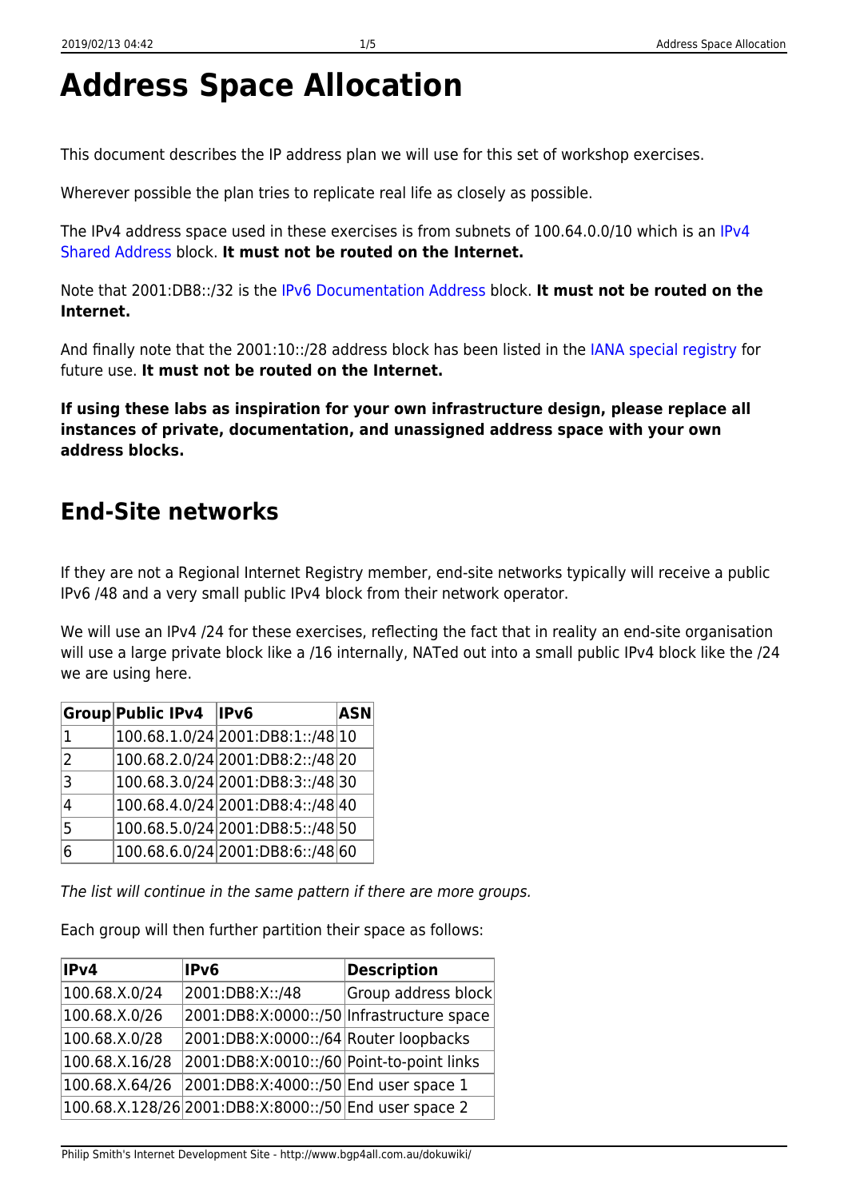# Address Space Allocation

This document describes the IP address plan we will use for this set of workshop exercises.

Wherever possible the plan tries to replicate real life as closely as possible.

The IPv4 address space used in these exercises is from subnets of 100.64.0.0/10 which is an IPv4 Shared Address block. **It must not be routed on the Internet.**

Note that 2001:DB8::/32 is the IPv6 Documentation Address block. **It must not be routed on the Internet.**

And finally note that the 2001:10::/28 address block has been listed in the IANA special registry for future use. **It must not be routed on the Internet.**

**If using these labs as inspiration for your own infrastructure design, please replace all instances of private, documentation, and unassigned address space with your own address blocks.**

## End-Site networks

If they are not a Regional Internet Registry member, end-site networks typically will receive a public IPv6 /48 and a very small public IPv4 block from their network operator.

We will use an IPv4 /24 for these exercises, reflecting the fact that in reality an end-site organisation will use a large private block like a /16 internally, NATed out into a small public IPv4 block like the /24 we are using here.

| Group | Public IPv4 | IPv6 | ASN |
|---|---|---|---|
| 1 | 100.68.1.0/24 | 2001:DB8:1::/48 | 10 |
| 2 | 100.68.2.0/24 | 2001:DB8:2::/48 | 20 |
| 3 | 100.68.3.0/24 | 2001:DB8:3::/48 | 30 |
| 4 | 100.68.4.0/24 | 2001:DB8:4::/48 | 40 |
| 5 | 100.68.5.0/24 | 2001:DB8:5::/48 | 50 |
| 6 | 100.68.6.0/24 | 2001:DB8:6::/48 | 60 |

*The list will continue in the same pattern if there are more groups.*

Each group will then further partition their space as follows:

| IPv4 | IPv6 | Description |
|---|---|---|
| 100.68.X.0/24 | 2001:DB8:X::/48 | Group address block |
| 100.68.X.0/26 | 2001:DB8:X:0000::/50 | Infrastructure space |
| 100.68.X.0/28 | 2001:DB8:X:0000::/64 | Router loopbacks |
| 100.68.X.16/28 | 2001:DB8:X:0010::/60 | Point-to-point links |
| 100.68.X.64/26 | 2001:DB8:X:4000::/50 | End user space 1 |
| 100.68.X.128/26 | 2001:DB8:X:8000::/50 | End user space 2 |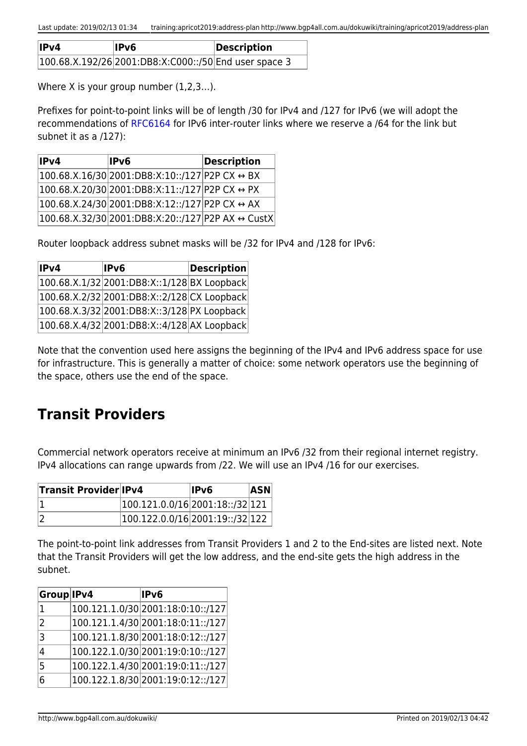| IPv4 | IPv6 | Description |
|---|---|---|
| 100.68.X.192/26 | 2001:DB8:X:C000::/50 | End user space 3 |

Where X is your group number (1,2,3…).

Prefixes for point-to-point links will be of length /30 for IPv4 and /127 for IPv6 (we will adopt the recommendations of RFC6164 for IPv6 inter-router links where we reserve a /64 for the link but subnet it as a /127):

| IPv4 | IPv6 | Description |
|---|---|---|
| 100.68.X.16/30 | 2001:DB8:X:10::/127 | P2P CX ↔ BX |
| 100.68.X.20/30 | 2001:DB8:X:11::/127 | P2P CX ↔ PX |
| 100.68.X.24/30 | 2001:DB8:X:12::/127 | P2P CX ↔ AX |
| 100.68.X.32/30 | 2001:DB8:X:20::/127 | P2P AX ↔ CustX |

Router loopback address subnet masks will be /32 for IPv4 and /128 for IPv6:

| IPv4 | IPv6 | Description |
|---|---|---|
| 100.68.X.1/32 | 2001:DB8:X::1/128 | BX Loopback |
| 100.68.X.2/32 | 2001:DB8:X::2/128 | CX Loopback |
| 100.68.X.3/32 | 2001:DB8:X::3/128 | PX Loopback |
| 100.68.X.4/32 | 2001:DB8:X::4/128 | AX Loopback |

Note that the convention used here assigns the beginning of the IPv4 and IPv6 address space for use for infrastructure. This is generally a matter of choice: some network operators use the beginning of the space, others use the end of the space.

## Transit Providers

Commercial network operators receive at minimum an IPv6 /32 from their regional internet registry. IPv4 allocations can range upwards from /22. We will use an IPv4 /16 for our exercises.

| Transit Provider | IPv4 | IPv6 | ASN |
|---|---|---|---|
| 1 | 100.121.0.0/16 | 2001:18::/32 | 121 |
| 2 | 100.122.0.0/16 | 2001:19::/32 | 122 |

The point-to-point link addresses from Transit Providers 1 and 2 to the End-sites are listed next. Note that the Transit Providers will get the low address, and the end-site gets the high address in the subnet.

| Group | IPv4 | IPv6 |
|---|---|---|
| 1 | 100.121.1.0/30 | 2001:18:0:10::/127 |
| 2 | 100.121.1.4/30 | 2001:18:0:11::/127 |
| 3 | 100.121.1.8/30 | 2001:18:0:12::/127 |
| 4 | 100.122.1.0/30 | 2001:19:0:10::/127 |
| 5 | 100.122.1.4/30 | 2001:19:0:11::/127 |
| 6 | 100.122.1.8/30 | 2001:19:0:12::/127 |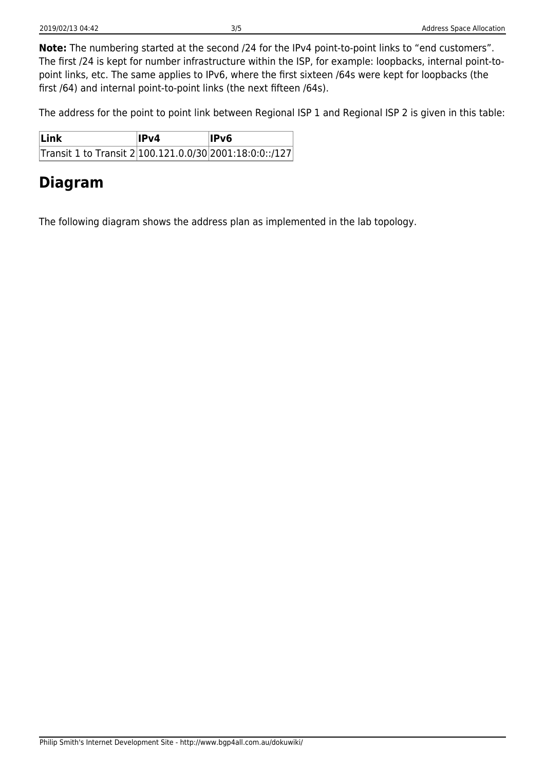**Note:** The numbering started at the second /24 for the IPv4 point-to-point links to "end customers". The first /24 is kept for number infrastructure within the ISP, for example: loopbacks, internal point-to-point links, etc. The same applies to IPv6, where the first sixteen /64s were kept for loopbacks (the first /64) and internal point-to-point links (the next fifteen /64s).

The address for the point to point link between Regional ISP 1 and Regional ISP 2 is given in this table:

| Link | IPv4 | IPv6 |
|---|---|---|
| Transit 1 to Transit 2 | 100.121.0.0/30 | 2001:18:0:0::/127 |

## Diagram

The following diagram shows the address plan as implemented in the lab topology.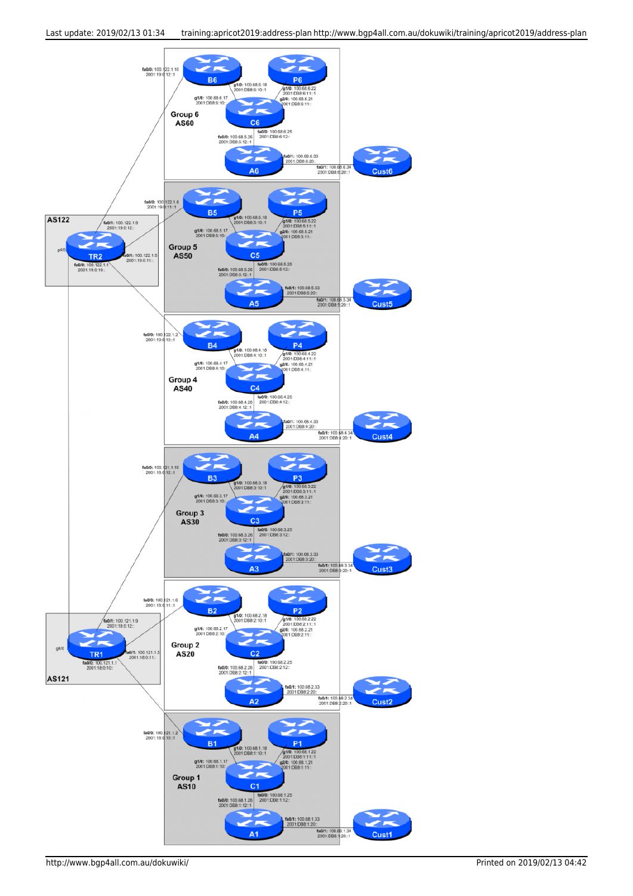**AS122**

- TR2
  - g4/0
  - fa0/1: 100.122.1.9, 2001:19:0:12::
  - fa0/1: 100.122.1.5, 2001:19:0:11::
  - fa0/0: 100.122.1.1, 2001:19:0:10::

**Group 6 AS60**

- B6 fa0/0: 100.122.1.10, 2001:19:0:12::1
- B6 g1/0: 100.68.6.18, 2001:DB8:6:10::1
- C6 g1/4: 100.68.6.17, 2001:DB8:6:10::
- P6 g1/0: 100.68.6.22, 2001:DB8:6:11::1
- C6 g2/4: 100.68.6.21, 2001:DB8:6:11::
- C6 fa0/0: 100.68.6.25, 2001:DB8:6:12::
- A6 fa0/0: 100.68.5.26, 2001:DB8:5:12::1
- A6 fa0/1: 100.68.6.33, 2001:DB8:6:20::
- Cust6 fa0/1: 100.68.6.34, 2001:DB8:6:20::1

**Group 5 AS50**

- B5 fa0/0: 100.122.1.6, 2001:19:0:11::1
- B5 g1/0: 100.68.5.18, 2001:DB8:5:10::1
- C5 g1/4: 100.68.5.17, 2001:DB8:5:10::
- P5 g1/0: 100.68.5.22, 2001:DB8:5:11::1
- C5 g2/4: 100.68.5.21, 2001:DB8:5:11::
- C5 fa0/0: 100.68.5.25, 2001:DB8:5:12::
- A5 fa0/0: 100.68.5.26, 2001:DB8:5:12::1
- A5 fa0/1: 100.68.5.33, 2001:DB8:5:20::
- Cust5 fa0/1: 100.68.5.34, 2001:DB8:5:20::1

**Group 4 AS40**

- B4 fa0/0: 100.122.1.2, 2001:19:0:10::1
- B4 g1/0: 100.68.4.18, 2001:DB8:4:10::1
- C4 g1/4: 100.68.4.17, 2001:DB8:4:10::
- P4 g1/0: 100.68.4.22, 2001:DB8:4:11::1
- C4 g2/4: 100.68.4.21, 2001:DB8:4:11::
- C4 fa0/0: 100.68.4.25, 2001:DB8:4:12::
- A4 fa0/0: 100.68.4.26, 2001:DB8:4:12::1
- A4 fa0/1: 100.68.4.33, 2001:DB8:4:20::
- Cust4 fa0/1: 100.68.4.34, 2001:DB8:4:20::1

**Group 3 AS30**

- B3 fa0/0: 100.121.1.10, 2001:18:0:12::1
- B3 g1/0: 100.68.3.18, 2001:DB8:3:10::1
- C3 g1/4: 100.68.3.17, 2001:DB8:3:10::
- P3 g1/0: 100.68.3.22, 2001:DB8:3:11::1
- C3 g2/4: 100.68.3.21, 2001:DB8:3:11::
- C3 fa0/0: 100.68.3.25, 2001:DB8:3:12::
- A3 fa0/0: 100.68.3.26, 2001:DB8:3:12::1
- A3 fa0/1: 100.68.3.33, 2001:DB8:3:20::
- Cust3 fa0/1: 100.68.3.34, 2001:DB8:3:20::1

**AS121**

- TR1
  - g4/0
  - fa0/1: 100.121.1.9, 2001:18:0:12::
  - fa0/1: 100.121.1.5, 2001:18:0:11::
  - fa0/0: 100.121.1.1, 2001:18:0:10::

**Group 2 AS20**

- B2 fa0/0: 100.121.1.6, 2001:18:0:11::1
- B2 g1/0: 100.68.2.18, 2001:DB8:2:10::1
- C2 g1/4: 100.68.2.17, 2001:DB8:2:10::
- P2 g1/0: 100.68.2.22, 2001:DB8:2:11::1
- C2 g2/4: 100.68.2.21, 2001:DB8:2:11::
- C2 fa0/0: 100.68.2.25, 2001:DB8:2:12::
- A2 fa0/0: 100.68.2.26, 2001:DB8:2:12::1
- A2 fa0/1: 100.68.2.33, 2001:DB8:2:20::
- Cust2 fa0/1: 100.68.2.34, 2001:DB8:2:20::1

**Group 1 AS10**

- B1 fa0/0: 100.121.1.2, 2001:18:0:10::1
- B1 g1/0: 100.68.1.18, 2001:DB8:1:10::1
- C1 g1/4: 100.68.1.17, 2001:DB8:1:10::
- P1 g1/0: 100.68.1.22, 2001:DB8:1:11::1
- C1 g2/4: 100.68.1.21, 2001:DB8:1:11::
- C1 fa0/0: 100.68.1.25, 2001:DB8:1:12::
- A1 fa0/0: 100.68.1.26, 2001:DB8:1:12::1
- A1 fa0/1: 100.68.1.33, 2001:DB8:1:20::
- Cust1 fa0/1: 100.68.1.34, 2001:DB8:1:20::1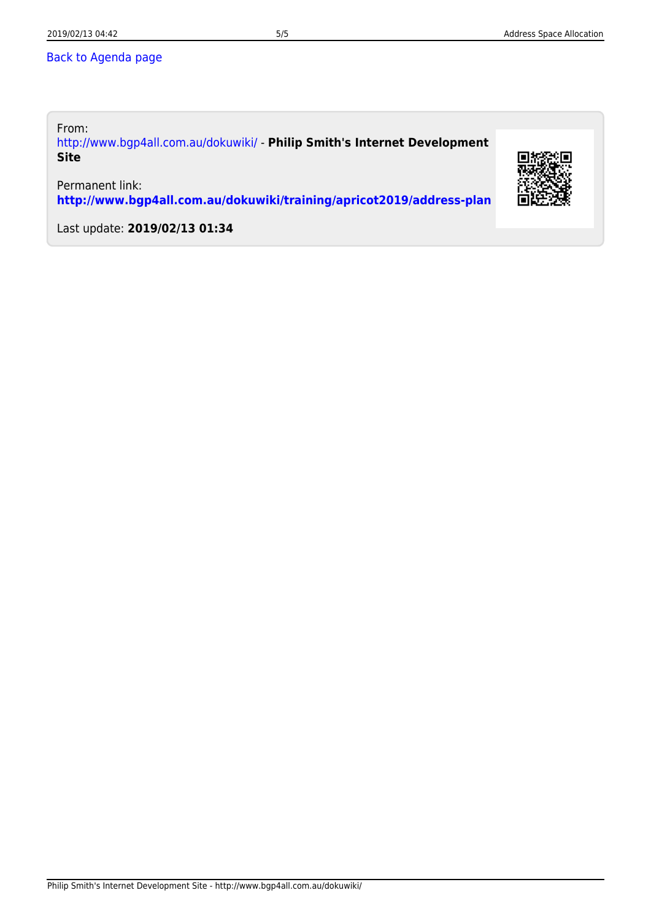Back to Agenda page

From:
http://www.bgp4all.com.au/dokuwiki/ - **Philip Smith's Internet Development Site**

Permanent link:
**http://www.bgp4all.com.au/dokuwiki/training/apricot2019/address-plan**

Last update: **2019/02/13 01:34**